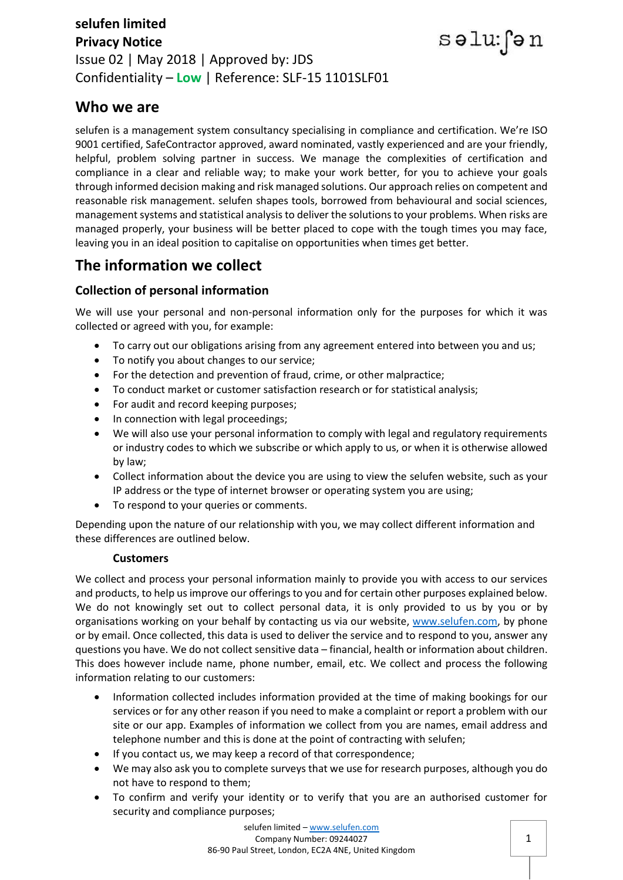**selufen limited**
**Privacy Notice**
Issue 02 | May 2018 | Approved by: JDS
Confidentiality – **Low** | Reference: SLF-15 1101SLF01

## Who we are

selufen is a management system consultancy specialising in compliance and certification. We're ISO 9001 certified, SafeContractor approved, award nominated, vastly experienced and are your friendly, helpful, problem solving partner in success. We manage the complexities of certification and compliance in a clear and reliable way; to make your work better, for you to achieve your goals through informed decision making and risk managed solutions. Our approach relies on competent and reasonable risk management. selufen shapes tools, borrowed from behavioural and social sciences, management systems and statistical analysis to deliver the solutions to your problems. When risks are managed properly, your business will be better placed to cope with the tough times you may face, leaving you in an ideal position to capitalise on opportunities when times get better.

# The information we collect

### Collection of personal information

We will use your personal and non-personal information only for the purposes for which it was collected or agreed with you, for example:

- To carry out our obligations arising from any agreement entered into between you and us;
- To notify you about changes to our service;
- For the detection and prevention of fraud, crime, or other malpractice;
- To conduct market or customer satisfaction research or for statistical analysis;
- For audit and record keeping purposes;
- In connection with legal proceedings;
- We will also use your personal information to comply with legal and regulatory requirements or industry codes to which we subscribe or which apply to us, or when it is otherwise allowed by law;
- Collect information about the device you are using to view the selufen website, such as your IP address or the type of internet browser or operating system you are using;
- To respond to your queries or comments.

Depending upon the nature of our relationship with you, we may collect different information and these differences are outlined below.

**Customers**

We collect and process your personal information mainly to provide you with access to our services and products, to help us improve our offerings to you and for certain other purposes explained below. We do not knowingly set out to collect personal data, it is only provided to us by you or by organisations working on your behalf by contacting us via our website, www.selufen.com, by phone or by email. Once collected, this data is used to deliver the service and to respond to you, answer any questions you have. We do not collect sensitive data – financial, health or information about children. This does however include name, phone number, email, etc. We collect and process the following information relating to our customers:

- Information collected includes information provided at the time of making bookings for our services or for any other reason if you need to make a complaint or report a problem with our site or our app. Examples of information we collect from you are names, email address and telephone number and this is done at the point of contracting with selufen;
- If you contact us, we may keep a record of that correspondence;
- We may also ask you to complete surveys that we use for research purposes, although you do not have to respond to them;
- To confirm and verify your identity or to verify that you are an authorised customer for security and compliance purposes;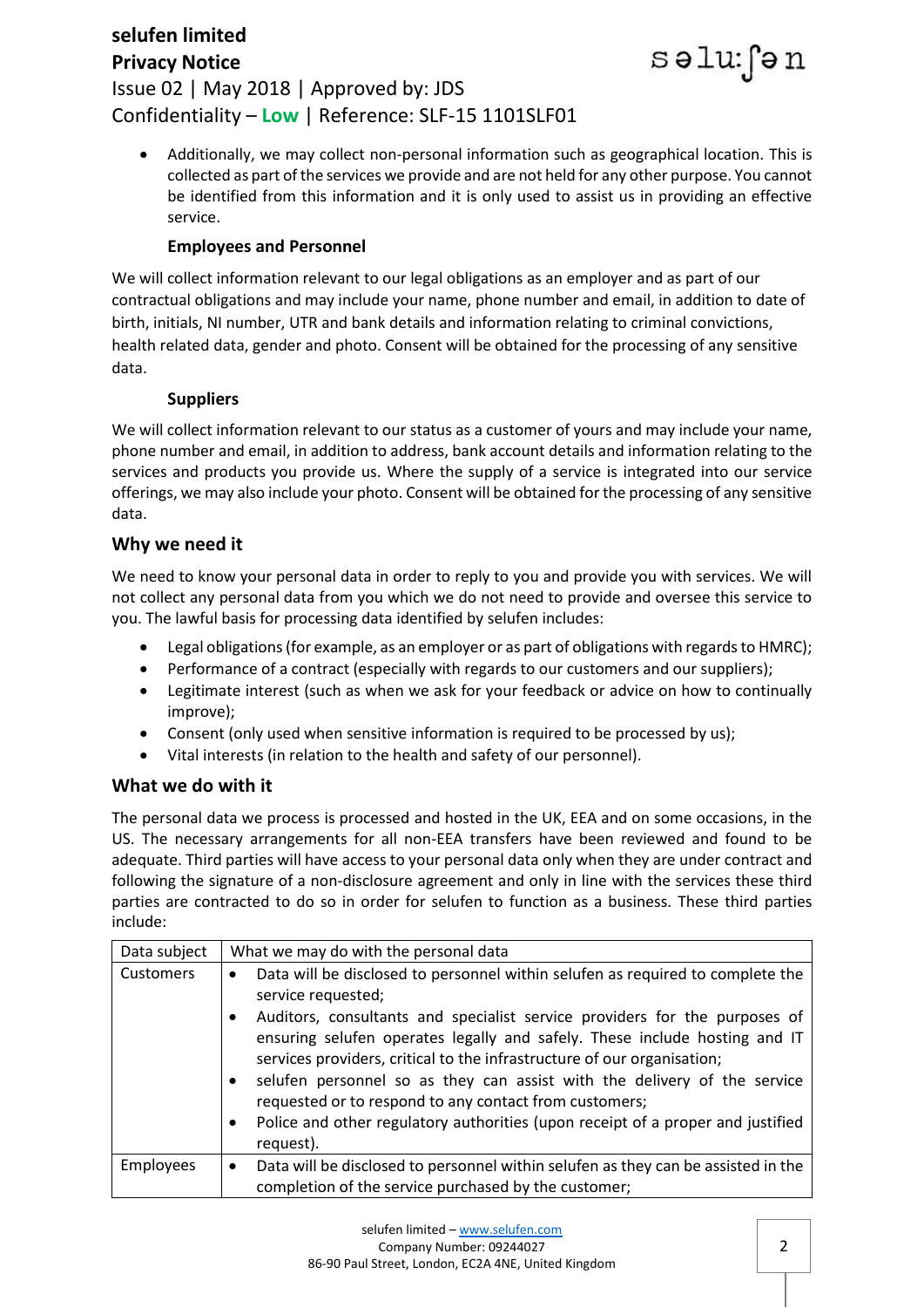- Additionally, we may collect non-personal information such as geographical location. This is collected as part of the services we provide and are not held for any other purpose. You cannot be identified from this information and it is only used to assist us in providing an effective service.

#### Employees and Personnel

We will collect information relevant to our legal obligations as an employer and as part of our contractual obligations and may include your name, phone number and email, in addition to date of birth, initials, NI number, UTR and bank details and information relating to criminal convictions, health related data, gender and photo. Consent will be obtained for the processing of any sensitive data.

#### Suppliers

We will collect information relevant to our status as a customer of yours and may include your name, phone number and email, in addition to address, bank account details and information relating to the services and products you provide us. Where the supply of a service is integrated into our service offerings, we may also include your photo. Consent will be obtained for the processing of any sensitive data.

### Why we need it

We need to know your personal data in order to reply to you and provide you with services. We will not collect any personal data from you which we do not need to provide and oversee this service to you. The lawful basis for processing data identified by selufen includes:

- Legal obligations (for example, as an employer or as part of obligations with regards to HMRC);
- Performance of a contract (especially with regards to our customers and our suppliers);
- Legitimate interest (such as when we ask for your feedback or advice on how to continually improve);
- Consent (only used when sensitive information is required to be processed by us);
- Vital interests (in relation to the health and safety of our personnel).

### What we do with it

The personal data we process is processed and hosted in the UK, EEA and on some occasions, in the US. The necessary arrangements for all non-EEA transfers have been reviewed and found to be adequate. Third parties will have access to your personal data only when they are under contract and following the signature of a non-disclosure agreement and only in line with the services these third parties are contracted to do so in order for selufen to function as a business. These third parties include:

| Data subject | What we may do with the personal data |
|---|---|
| Customers | • Data will be disclosed to personnel within selufen as required to complete the service requested;<br>• Auditors, consultants and specialist service providers for the purposes of ensuring selufen operates legally and safely. These include hosting and IT services providers, critical to the infrastructure of our organisation;<br>• selufen personnel so as they can assist with the delivery of the service requested or to respond to any contact from customers;<br>• Police and other regulatory authorities (upon receipt of a proper and justified request). |
| Employees | • Data will be disclosed to personnel within selufen as they can be assisted in the completion of the service purchased by the customer; |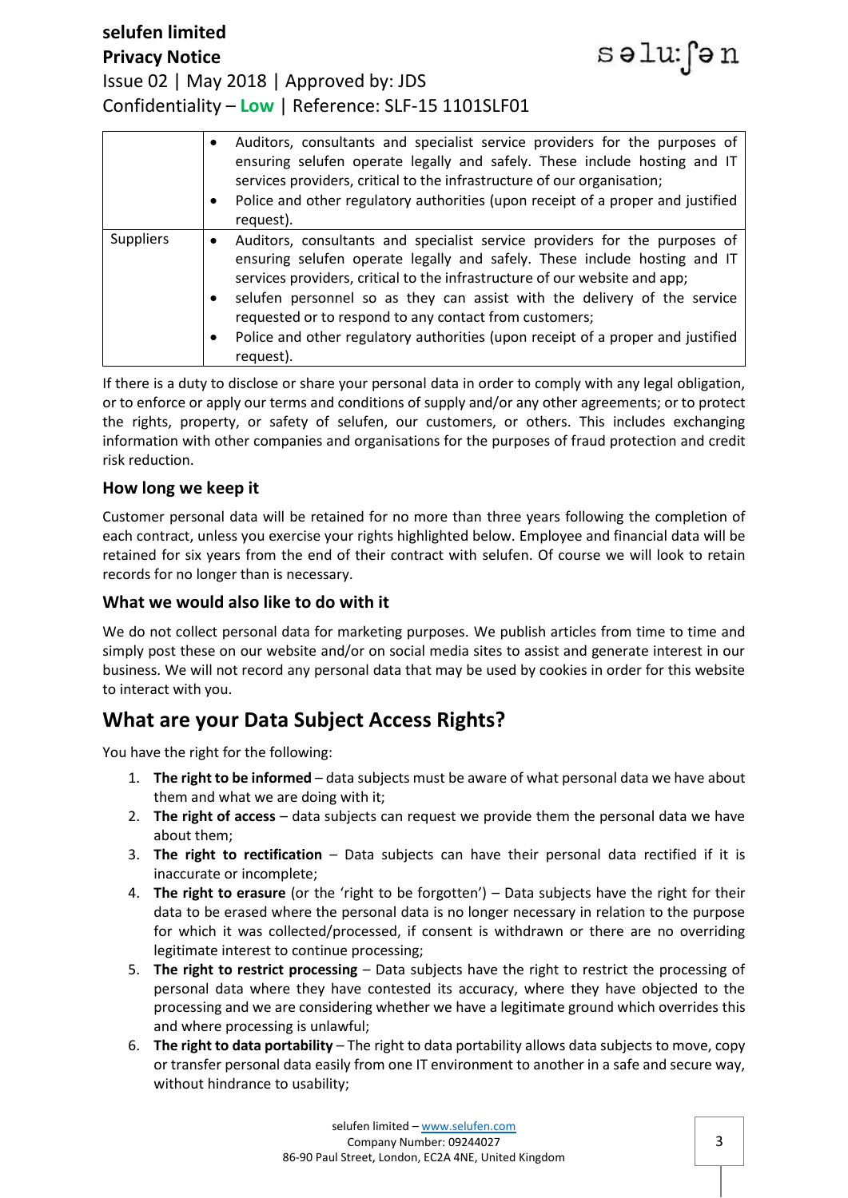| | |
|---|---|
| | • Auditors, consultants and specialist service providers for the purposes of ensuring selufen operate legally and safely. These include hosting and IT services providers, critical to the infrastructure of our organisation;<br>• Police and other regulatory authorities (upon receipt of a proper and justified request). |
| Suppliers | • Auditors, consultants and specialist service providers for the purposes of ensuring selufen operate legally and safely. These include hosting and IT services providers, critical to the infrastructure of our website and app;<br>• selufen personnel so as they can assist with the delivery of the service requested or to respond to any contact from customers;<br>• Police and other regulatory authorities (upon receipt of a proper and justified request). |

If there is a duty to disclose or share your personal data in order to comply with any legal obligation, or to enforce or apply our terms and conditions of supply and/or any other agreements; or to protect the rights, property, or safety of selufen, our customers, or others. This includes exchanging information with other companies and organisations for the purposes of fraud protection and credit risk reduction.

### How long we keep it

Customer personal data will be retained for no more than three years following the completion of each contract, unless you exercise your rights highlighted below. Employee and financial data will be retained for six years from the end of their contract with selufen. Of course we will look to retain records for no longer than is necessary.

### What we would also like to do with it

We do not collect personal data for marketing purposes. We publish articles from time to time and simply post these on our website and/or on social media sites to assist and generate interest in our business. We will not record any personal data that may be used by cookies in order for this website to interact with you.

## What are your Data Subject Access Rights?

You have the right for the following:

1. **The right to be informed** – data subjects must be aware of what personal data we have about them and what we are doing with it;
2. **The right of access** – data subjects can request we provide them the personal data we have about them;
3. **The right to rectification** – Data subjects can have their personal data rectified if it is inaccurate or incomplete;
4. **The right to erasure** (or the 'right to be forgotten') – Data subjects have the right for their data to be erased where the personal data is no longer necessary in relation to the purpose for which it was collected/processed, if consent is withdrawn or there are no overriding legitimate interest to continue processing;
5. **The right to restrict processing** – Data subjects have the right to restrict the processing of personal data where they have contested its accuracy, where they have objected to the processing and we are considering whether we have a legitimate ground which overrides this and where processing is unlawful;
6. **The right to data portability** – The right to data portability allows data subjects to move, copy or transfer personal data easily from one IT environment to another in a safe and secure way, without hindrance to usability;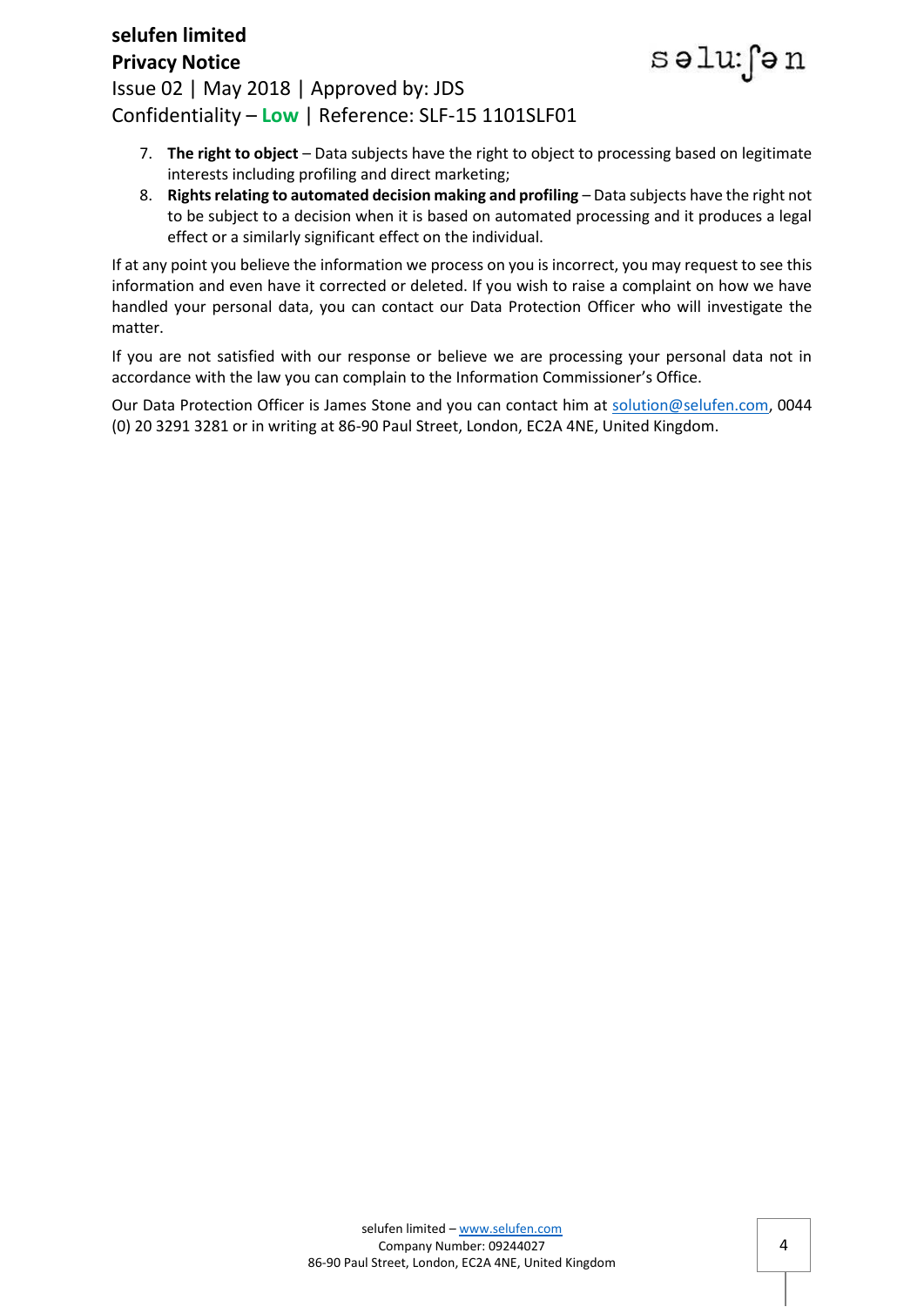7. **The right to object** – Data subjects have the right to object to processing based on legitimate interests including profiling and direct marketing;
8. **Rights relating to automated decision making and profiling** – Data subjects have the right not to be subject to a decision when it is based on automated processing and it produces a legal effect or a similarly significant effect on the individual.

If at any point you believe the information we process on you is incorrect, you may request to see this information and even have it corrected or deleted. If you wish to raise a complaint on how we have handled your personal data, you can contact our Data Protection Officer who will investigate the matter.

If you are not satisfied with our response or believe we are processing your personal data not in accordance with the law you can complain to the Information Commissioner's Office.

Our Data Protection Officer is James Stone and you can contact him at solution@selufen.com, 0044 (0) 20 3291 3281 or in writing at 86-90 Paul Street, London, EC2A 4NE, United Kingdom.